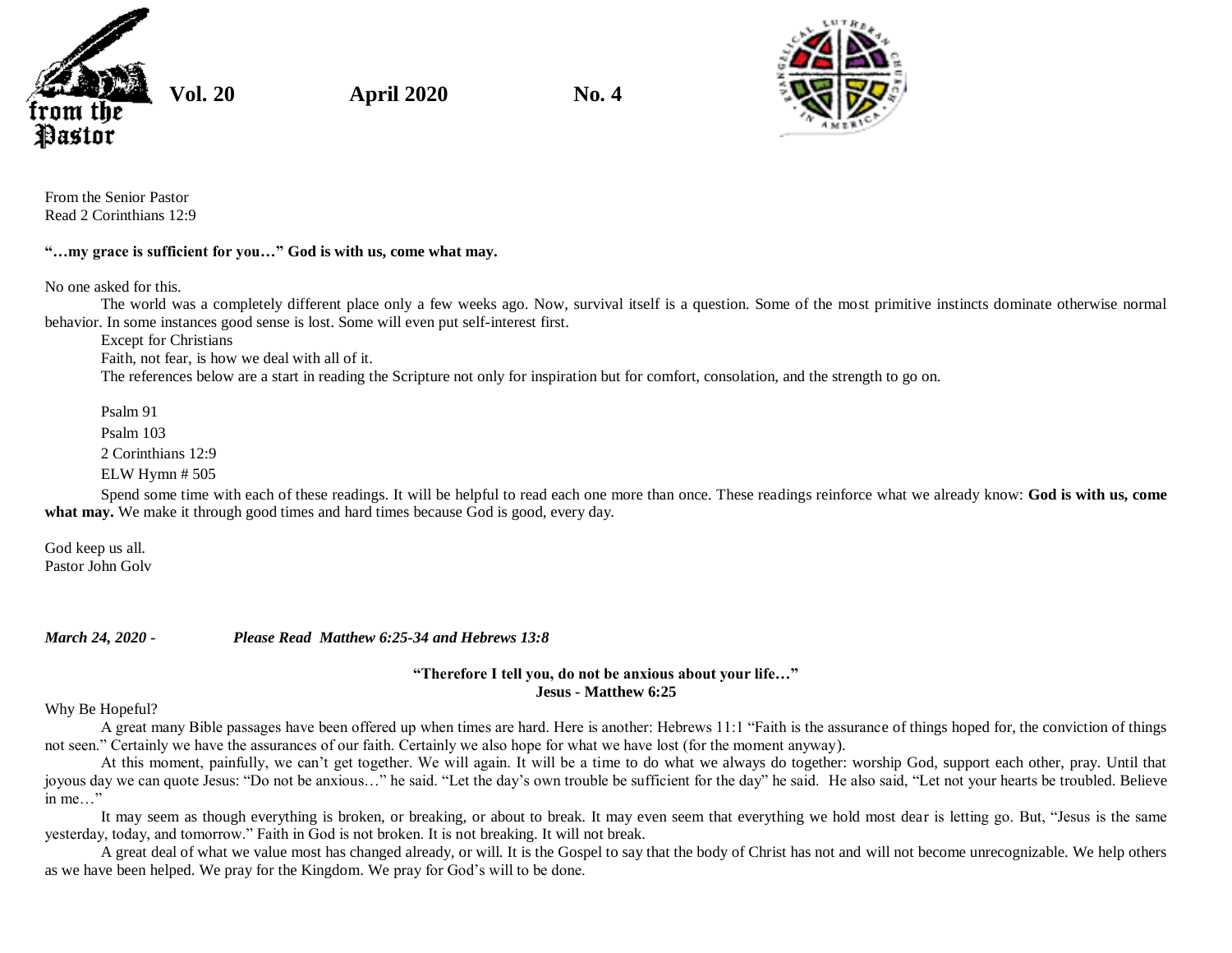from the Pastor **Vol. 20** **April 2020** **No. 4**

From the Senior Pastor
Read 2 Corinthians 12:9

**"…my grace is sufficient for you…" God is with us, come what may.**

No one asked for this.

The world was a completely different place only a few weeks ago. Now, survival itself is a question. Some of the most primitive instincts dominate otherwise normal behavior. In some instances good sense is lost. Some will even put self-interest first.

Except for Christians

Faith, not fear, is how we deal with all of it.

The references below are a start in reading the Scripture not only for inspiration but for comfort, consolation, and the strength to go on.

Psalm 91

Psalm 103

2 Corinthians 12:9

ELW Hymn # 505

Spend some time with each of these readings. It will be helpful to read each one more than once. These readings reinforce what we already know: **God is with us, come what may.** We make it through good times and hard times because God is good, every day.

God keep us all.
Pastor John Golv

***March 24, 2020 -*** ***Please Read Matthew 6:25-34 and Hebrews 13:8***

**"Therefore I tell you, do not be anxious about your life…"**
**Jesus - Matthew 6:25**

Why Be Hopeful?

A great many Bible passages have been offered up when times are hard. Here is another: Hebrews 11:1 "Faith is the assurance of things hoped for, the conviction of things not seen." Certainly we have the assurances of our faith. Certainly we also hope for what we have lost (for the moment anyway).

At this moment, painfully, we can't get together. We will again. It will be a time to do what we always do together: worship God, support each other, pray. Until that joyous day we can quote Jesus: "Do not be anxious…" he said. "Let the day's own trouble be sufficient for the day" he said. He also said, "Let not your hearts be troubled. Believe in me…"

It may seem as though everything is broken, or breaking, or about to break. It may even seem that everything we hold most dear is letting go. But, "Jesus is the same yesterday, today, and tomorrow." Faith in God is not broken. It is not breaking. It will not break.

A great deal of what we value most has changed already, or will. It is the Gospel to say that the body of Christ has not and will not become unrecognizable. We help others as we have been helped. We pray for the Kingdom. We pray for God's will to be done.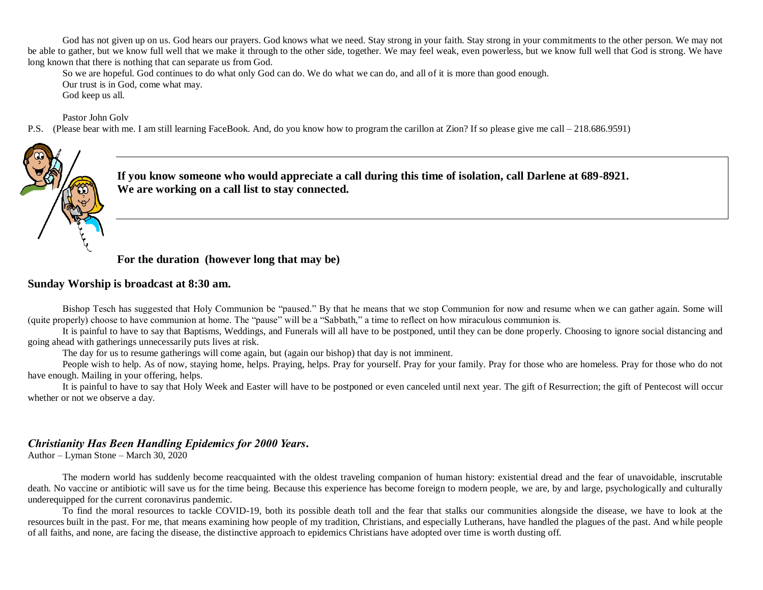God has not given up on us. God hears our prayers. God knows what we need. Stay strong in your faith. Stay strong in your commitments to the other person. We may not be able to gather, but we know full well that we make it through to the other side, together. We may feel weak, even powerless, but we know full well that God is strong. We have long known that there is nothing that can separate us from God.

So we are hopeful. God continues to do what only God can do. We do what we can do, and all of it is more than good enough.

Our trust is in God, come what may.

God keep us all.

Pastor John Golv

P.S. (Please bear with me. I am still learning FaceBook. And, do you know how to program the carillon at Zion? If so please give me call – 218.686.9591)

**If you know someone who would appreciate a call during this time of isolation, call Darlene at 689-8921. We are working on a call list to stay connected.**

**For the duration (however long that may be)**

**Sunday Worship is broadcast at 8:30 am.**

Bishop Tesch has suggested that Holy Communion be "paused." By that he means that we stop Communion for now and resume when we can gather again. Some will (quite properly) choose to have communion at home. The "pause" will be a "Sabbath," a time to reflect on how miraculous communion is.

It is painful to have to say that Baptisms, Weddings, and Funerals will all have to be postponed, until they can be done properly. Choosing to ignore social distancing and going ahead with gatherings unnecessarily puts lives at risk.

The day for us to resume gatherings will come again, but (again our bishop) that day is not imminent.

People wish to help. As of now, staying home, helps. Praying, helps. Pray for yourself. Pray for your family. Pray for those who are homeless. Pray for those who do not have enough. Mailing in your offering, helps.

It is painful to have to say that Holy Week and Easter will have to be postponed or even canceled until next year. The gift of Resurrection; the gift of Pentecost will occur whether or not we observe a day.

***Christianity Has Been Handling Epidemics for 2000 Years.***

Author – Lyman Stone – March 30, 2020

The modern world has suddenly become reacquainted with the oldest traveling companion of human history: existential dread and the fear of unavoidable, inscrutable death. No vaccine or antibiotic will save us for the time being. Because this experience has become foreign to modern people, we are, by and large, psychologically and culturally underequipped for the current coronavirus pandemic.

To find the moral resources to tackle COVID-19, both its possible death toll and the fear that stalks our communities alongside the disease, we have to look at the resources built in the past. For me, that means examining how people of my tradition, Christians, and especially Lutherans, have handled the plagues of the past. And while people of all faiths, and none, are facing the disease, the distinctive approach to epidemics Christians have adopted over time is worth dusting off.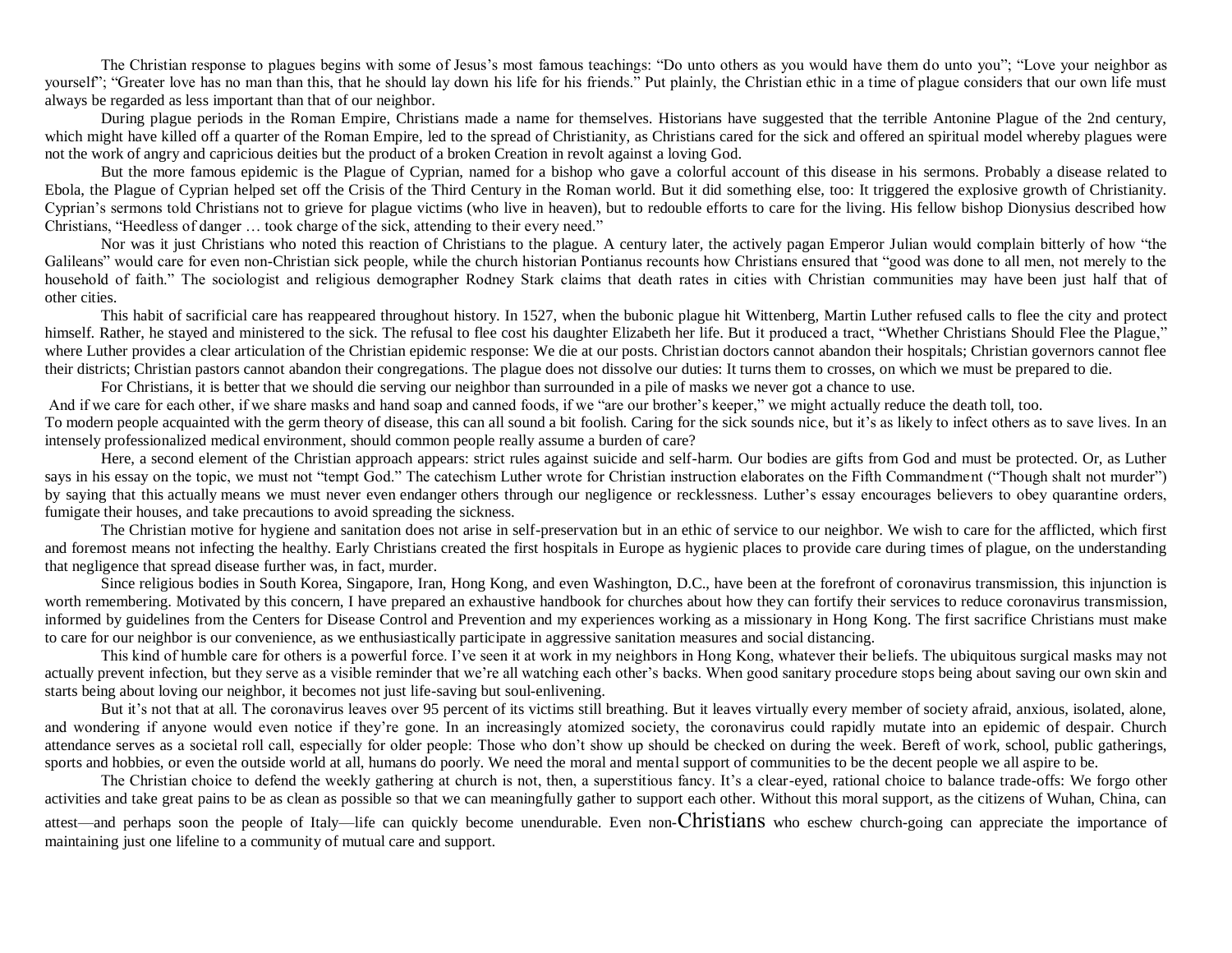The Christian response to plagues begins with some of Jesus's most famous teachings: "Do unto others as you would have them do unto you"; "Love your neighbor as yourself"; "Greater love has no man than this, that he should lay down his life for his friends." Put plainly, the Christian ethic in a time of plague considers that our own life must always be regarded as less important than that of our neighbor.

During plague periods in the Roman Empire, Christians made a name for themselves. Historians have suggested that the terrible Antonine Plague of the 2nd century, which might have killed off a quarter of the Roman Empire, led to the spread of Christianity, as Christians cared for the sick and offered an spiritual model whereby plagues were not the work of angry and capricious deities but the product of a broken Creation in revolt against a loving God.

But the more famous epidemic is the Plague of Cyprian, named for a bishop who gave a colorful account of this disease in his sermons. Probably a disease related to Ebola, the Plague of Cyprian helped set off the Crisis of the Third Century in the Roman world. But it did something else, too: It triggered the explosive growth of Christianity. Cyprian's sermons told Christians not to grieve for plague victims (who live in heaven), but to redouble efforts to care for the living. His fellow bishop Dionysius described how Christians, "Heedless of danger … took charge of the sick, attending to their every need."

Nor was it just Christians who noted this reaction of Christians to the plague. A century later, the actively pagan Emperor Julian would complain bitterly of how "the Galileans" would care for even non-Christian sick people, while the church historian Pontianus recounts how Christians ensured that "good was done to all men, not merely to the household of faith." The sociologist and religious demographer Rodney Stark claims that death rates in cities with Christian communities may have been just half that of other cities.

This habit of sacrificial care has reappeared throughout history. In 1527, when the bubonic plague hit Wittenberg, Martin Luther refused calls to flee the city and protect himself. Rather, he stayed and ministered to the sick. The refusal to flee cost his daughter Elizabeth her life. But it produced a tract, "Whether Christians Should Flee the Plague," where Luther provides a clear articulation of the Christian epidemic response: We die at our posts. Christian doctors cannot abandon their hospitals; Christian governors cannot flee their districts; Christian pastors cannot abandon their congregations. The plague does not dissolve our duties: It turns them to crosses, on which we must be prepared to die.

For Christians, it is better that we should die serving our neighbor than surrounded in a pile of masks we never got a chance to use.

And if we care for each other, if we share masks and hand soap and canned foods, if we "are our brother's keeper," we might actually reduce the death toll, too.

To modern people acquainted with the germ theory of disease, this can all sound a bit foolish. Caring for the sick sounds nice, but it's as likely to infect others as to save lives. In an intensely professionalized medical environment, should common people really assume a burden of care?

Here, a second element of the Christian approach appears: strict rules against suicide and self-harm. Our bodies are gifts from God and must be protected. Or, as Luther says in his essay on the topic, we must not "tempt God." The catechism Luther wrote for Christian instruction elaborates on the Fifth Commandment ("Though shalt not murder") by saying that this actually means we must never even endanger others through our negligence or recklessness. Luther's essay encourages believers to obey quarantine orders, fumigate their houses, and take precautions to avoid spreading the sickness.

The Christian motive for hygiene and sanitation does not arise in self-preservation but in an ethic of service to our neighbor. We wish to care for the afflicted, which first and foremost means not infecting the healthy. Early Christians created the first hospitals in Europe as hygienic places to provide care during times of plague, on the understanding that negligence that spread disease further was, in fact, murder.

Since religious bodies in South Korea, Singapore, Iran, Hong Kong, and even Washington, D.C., have been at the forefront of coronavirus transmission, this injunction is worth remembering. Motivated by this concern, I have prepared an exhaustive handbook for churches about how they can fortify their services to reduce coronavirus transmission, informed by guidelines from the Centers for Disease Control and Prevention and my experiences working as a missionary in Hong Kong. The first sacrifice Christians must make to care for our neighbor is our convenience, as we enthusiastically participate in aggressive sanitation measures and social distancing.

This kind of humble care for others is a powerful force. I've seen it at work in my neighbors in Hong Kong, whatever their beliefs. The ubiquitous surgical masks may not actually prevent infection, but they serve as a visible reminder that we're all watching each other's backs. When good sanitary procedure stops being about saving our own skin and starts being about loving our neighbor, it becomes not just life-saving but soul-enlivening.

But it's not that at all. The coronavirus leaves over 95 percent of its victims still breathing. But it leaves virtually every member of society afraid, anxious, isolated, alone, and wondering if anyone would even notice if they're gone. In an increasingly atomized society, the coronavirus could rapidly mutate into an epidemic of despair. Church attendance serves as a societal roll call, especially for older people: Those who don't show up should be checked on during the week. Bereft of work, school, public gatherings, sports and hobbies, or even the outside world at all, humans do poorly. We need the moral and mental support of communities to be the decent people we all aspire to be.

The Christian choice to defend the weekly gathering at church is not, then, a superstitious fancy. It's a clear-eyed, rational choice to balance trade-offs: We forgo other activities and take great pains to be as clean as possible so that we can meaningfully gather to support each other. Without this moral support, as the citizens of Wuhan, China, can attest—and perhaps soon the people of Italy—life can quickly become unendurable. Even non-Christians who eschew church-going can appreciate the importance of maintaining just one lifeline to a community of mutual care and support.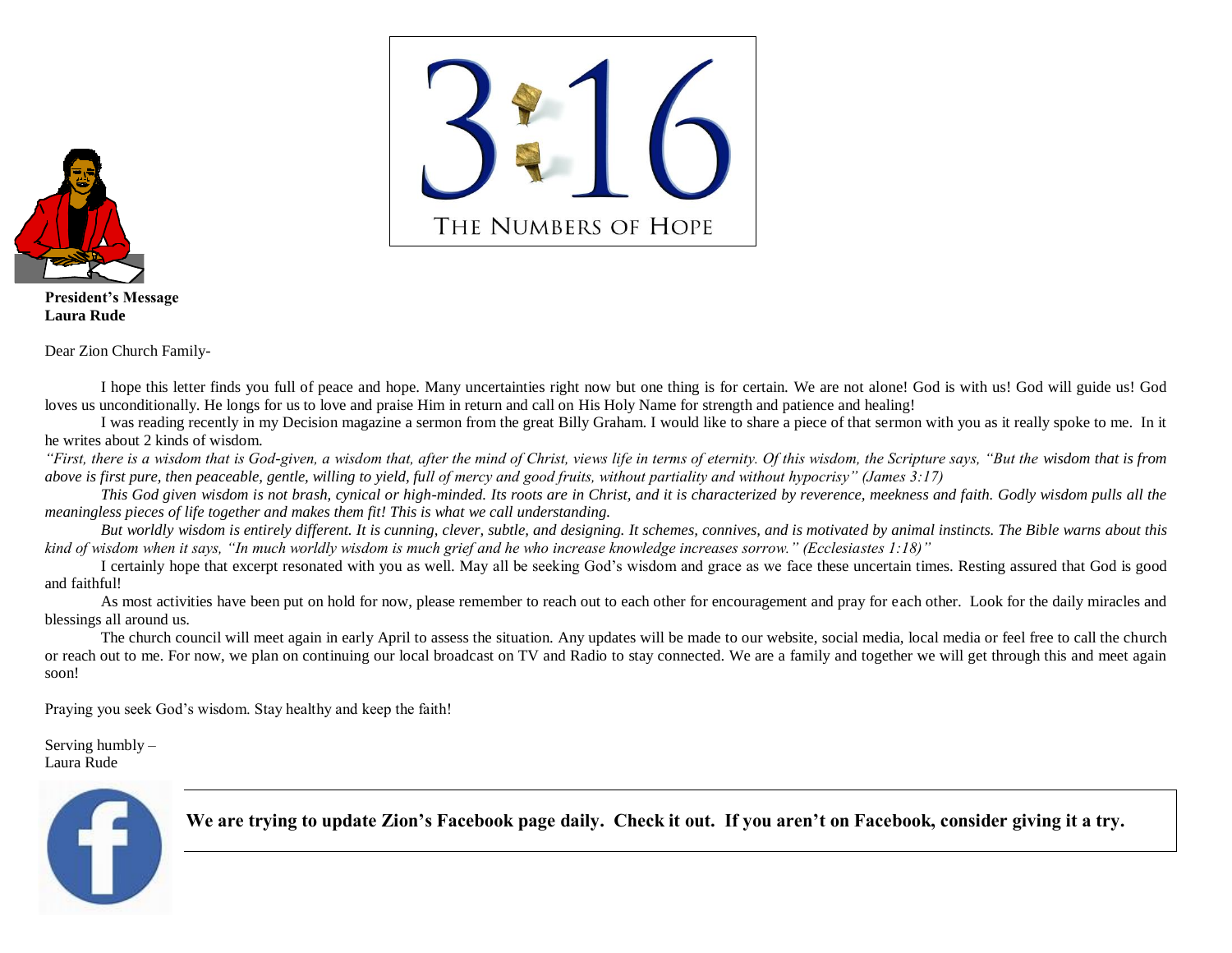3:16

THE NUMBERS OF HOPE

**President's Message**
**Laura Rude**

Dear Zion Church Family-

I hope this letter finds you full of peace and hope. Many uncertainties right now but one thing is for certain. We are not alone! God is with us! God will guide us! God loves us unconditionally. He longs for us to love and praise Him in return and call on His Holy Name for strength and patience and healing!

I was reading recently in my Decision magazine a sermon from the great Billy Graham. I would like to share a piece of that sermon with you as it really spoke to me. In it he writes about 2 kinds of wisdom.

*"First, there is a wisdom that is God-given, a wisdom that, after the mind of Christ, views life in terms of eternity. Of this wisdom, the Scripture says, "But the wisdom that is from above is first pure, then peaceable, gentle, willing to yield, full of mercy and good fruits, without partiality and without hypocrisy" (James 3:17)*

*This God given wisdom is not brash, cynical or high-minded. Its roots are in Christ, and it is characterized by reverence, meekness and faith. Godly wisdom pulls all the meaningless pieces of life together and makes them fit! This is what we call understanding.*

*But worldly wisdom is entirely different. It is cunning, clever, subtle, and designing. It schemes, connives, and is motivated by animal instincts. The Bible warns about this kind of wisdom when it says, "In much worldly wisdom is much grief and he who increase knowledge increases sorrow." (Ecclesiastes 1:18)"*

I certainly hope that excerpt resonated with you as well. May all be seeking God's wisdom and grace as we face these uncertain times. Resting assured that God is good and faithful!

As most activities have been put on hold for now, please remember to reach out to each other for encouragement and pray for each other. Look for the daily miracles and blessings all around us.

The church council will meet again in early April to assess the situation. Any updates will be made to our website, social media, local media or feel free to call the church or reach out to me. For now, we plan on continuing our local broadcast on TV and Radio to stay connected. We are a family and together we will get through this and meet again soon!

Praying you seek God's wisdom. Stay healthy and keep the faith!

Serving humbly –
Laura Rude

**We are trying to update Zion's Facebook page daily. Check it out. If you aren't on Facebook, consider giving it a try.**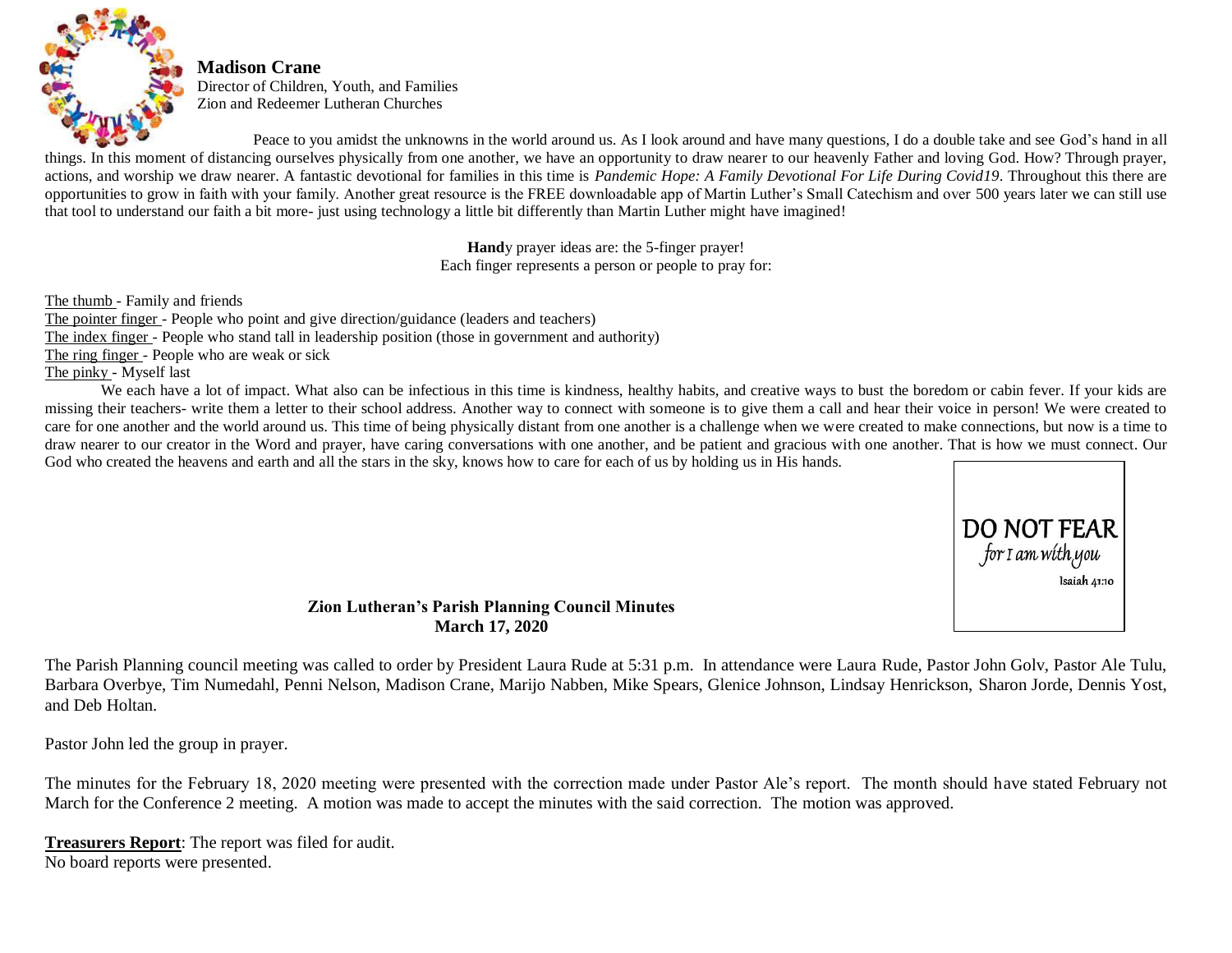**Madison Crane**
Director of Children, Youth, and Families
Zion and Redeemer Lutheran Churches

Peace to you amidst the unknowns in the world around us. As I look around and have many questions, I do a double take and see God's hand in all things. In this moment of distancing ourselves physically from one another, we have an opportunity to draw nearer to our heavenly Father and loving God. How? Through prayer, actions, and worship we draw nearer. A fantastic devotional for families in this time is *Pandemic Hope: A Family Devotional For Life During Covid19*. Throughout this there are opportunities to grow in faith with your family. Another great resource is the FREE downloadable app of Martin Luther's Small Catechism and over 500 years later we can still use that tool to understand our faith a bit more- just using technology a little bit differently than Martin Luther might have imagined!

**Hand**y prayer ideas are: the 5-finger prayer!
Each finger represents a person or people to pray for:

The thumb - Family and friends
The pointer finger - People who point and give direction/guidance (leaders and teachers)
The index finger - People who stand tall in leadership position (those in government and authority)
The ring finger - People who are weak or sick
The pinky - Myself last

We each have a lot of impact. What also can be infectious in this time is kindness, healthy habits, and creative ways to bust the boredom or cabin fever. If your kids are missing their teachers- write them a letter to their school address. Another way to connect with someone is to give them a call and hear their voice in person! We were created to care for one another and the world around us. This time of being physically distant from one another is a challenge when we were created to make connections, but now is a time to draw nearer to our creator in the Word and prayer, have caring conversations with one another, and be patient and gracious with one another. That is how we must connect. Our God who created the heavens and earth and all the stars in the sky, knows how to care for each of us by holding us in His hands.

DO NOT FEAR
*for I am with you*
Isaiah 41:10

## Zion Lutheran's Parish Planning Council Minutes
**March 17, 2020**

The Parish Planning council meeting was called to order by President Laura Rude at 5:31 p.m. In attendance were Laura Rude, Pastor John Golv, Pastor Ale Tulu, Barbara Overbye, Tim Numedahl, Penni Nelson, Madison Crane, Marijo Nabben, Mike Spears, Glenice Johnson, Lindsay Henrickson, Sharon Jorde, Dennis Yost, and Deb Holtan.

Pastor John led the group in prayer.

The minutes for the February 18, 2020 meeting were presented with the correction made under Pastor Ale's report. The month should have stated February not March for the Conference 2 meeting. A motion was made to accept the minutes with the said correction. The motion was approved.

**Treasurers Report**: The report was filed for audit.
No board reports were presented.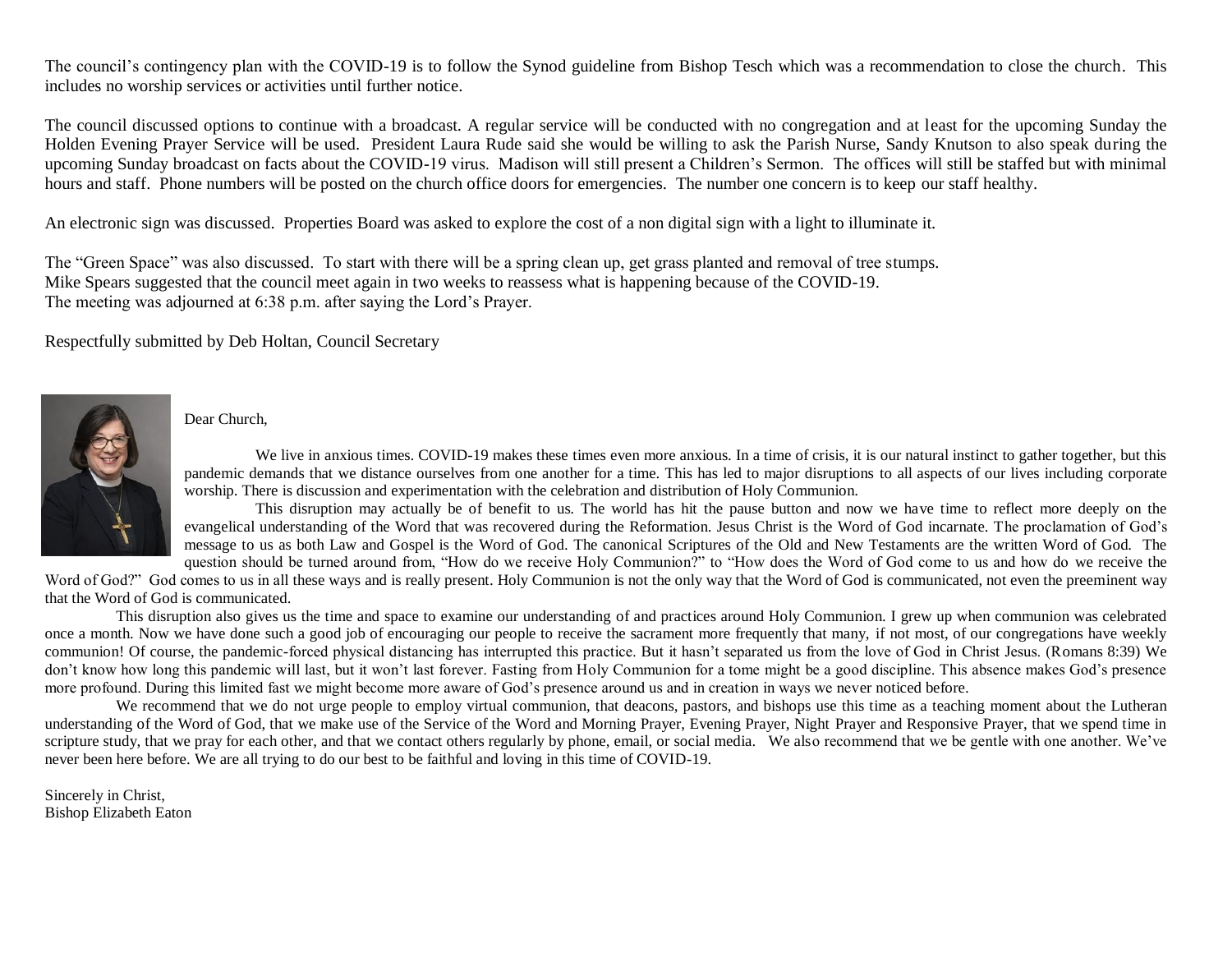The council's contingency plan with the COVID-19 is to follow the Synod guideline from Bishop Tesch which was a recommendation to close the church. This includes no worship services or activities until further notice.

The council discussed options to continue with a broadcast. A regular service will be conducted with no congregation and at least for the upcoming Sunday the Holden Evening Prayer Service will be used. President Laura Rude said she would be willing to ask the Parish Nurse, Sandy Knutson to also speak during the upcoming Sunday broadcast on facts about the COVID-19 virus. Madison will still present a Children's Sermon. The offices will still be staffed but with minimal hours and staff. Phone numbers will be posted on the church office doors for emergencies. The number one concern is to keep our staff healthy.

An electronic sign was discussed. Properties Board was asked to explore the cost of a non digital sign with a light to illuminate it.

The "Green Space" was also discussed. To start with there will be a spring clean up, get grass planted and removal of tree stumps.
Mike Spears suggested that the council meet again in two weeks to reassess what is happening because of the COVID-19.
The meeting was adjourned at 6:38 p.m. after saying the Lord's Prayer.

Respectfully submitted by Deb Holtan, Council Secretary

Dear Church,

We live in anxious times. COVID-19 makes these times even more anxious. In a time of crisis, it is our natural instinct to gather together, but this pandemic demands that we distance ourselves from one another for a time. This has led to major disruptions to all aspects of our lives including corporate worship. There is discussion and experimentation with the celebration and distribution of Holy Communion.

This disruption may actually be of benefit to us. The world has hit the pause button and now we have time to reflect more deeply on the evangelical understanding of the Word that was recovered during the Reformation. Jesus Christ is the Word of God incarnate. The proclamation of God's message to us as both Law and Gospel is the Word of God. The canonical Scriptures of the Old and New Testaments are the written Word of God. The question should be turned around from, "How do we receive Holy Communion?" to "How does the Word of God come to us and how do we receive the Word of God?" God comes to us in all these ways and is really present. Holy Communion is not the only way that the Word of God is communicated, not even the preeminent way that the Word of God is communicated.

This disruption also gives us the time and space to examine our understanding of and practices around Holy Communion. I grew up when communion was celebrated once a month. Now we have done such a good job of encouraging our people to receive the sacrament more frequently that many, if not most, of our congregations have weekly communion! Of course, the pandemic-forced physical distancing has interrupted this practice. But it hasn't separated us from the love of God in Christ Jesus. (Romans 8:39) We don't know how long this pandemic will last, but it won't last forever. Fasting from Holy Communion for a tome might be a good discipline. This absence makes God's presence more profound. During this limited fast we might become more aware of God's presence around us and in creation in ways we never noticed before.

We recommend that we do not urge people to employ virtual communion, that deacons, pastors, and bishops use this time as a teaching moment about the Lutheran understanding of the Word of God, that we make use of the Service of the Word and Morning Prayer, Evening Prayer, Night Prayer and Responsive Prayer, that we spend time in scripture study, that we pray for each other, and that we contact others regularly by phone, email, or social media. We also recommend that we be gentle with one another. We've never been here before. We are all trying to do our best to be faithful and loving in this time of COVID-19.

Sincerely in Christ,
Bishop Elizabeth Eaton